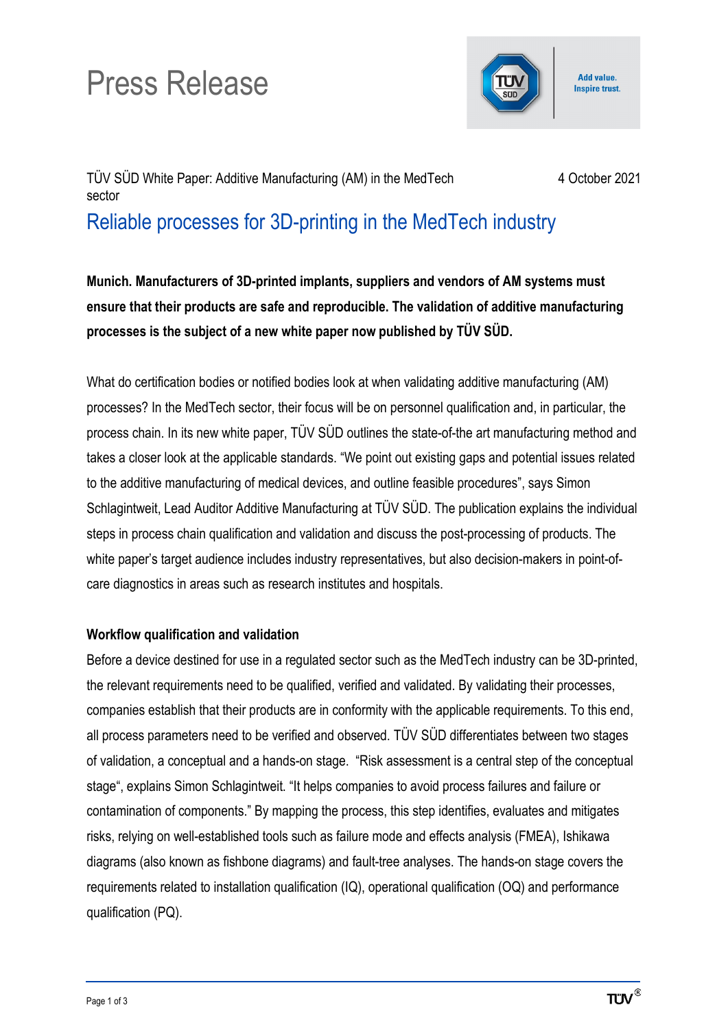# Press Release

TÜV SÜD White Paper: Additive Manufacturing (AM) in the MedTech sector

4 October 2021

## Reliable processes for 3D-printing in the MedTech industry

**Munich. Manufacturers of 3D-printed implants, suppliers and vendors of AM systems must ensure that their products are safe and reproducible. The validation of additive manufacturing processes is the subject of a new white paper now published by TÜV SÜD.**

What do certification bodies or notified bodies look at when validating additive manufacturing (AM) processes? In the MedTech sector, their focus will be on personnel qualification and, in particular, the process chain. In its new white paper, TÜV SÜD outlines the state-of-the art manufacturing method and takes a closer look at the applicable standards. “We point out existing gaps and potential issues related to the additive manufacturing of medical devices, and outline feasible procedures”, says Simon Schlagintweit, Lead Auditor Additive Manufacturing at TÜV SÜD. The publication explains the individual steps in process chain qualification and validation and discuss the post-processing of products. The white paper’s target audience includes industry representatives, but also decision-makers in point-of-care diagnostics in areas such as research institutes and hospitals.

**Workflow qualification and validation**

Before a device destined for use in a regulated sector such as the MedTech industry can be 3D-printed, the relevant requirements need to be qualified, verified and validated. By validating their processes, companies establish that their products are in conformity with the applicable requirements. To this end, all process parameters need to be verified and observed. TÜV SÜD differentiates between two stages of validation, a conceptual and a hands-on stage. “Risk assessment is a central step of the conceptual stage“, explains Simon Schlagintweit. “It helps companies to avoid process failures and failure or contamination of components.” By mapping the process, this step identifies, evaluates and mitigates risks, relying on well-established tools such as failure mode and effects analysis (FMEA), Ishikawa diagrams (also known as fishbone diagrams) and fault-tree analyses. The hands-on stage covers the requirements related to installation qualification (IQ), operational qualification (OQ) and performance qualification (PQ).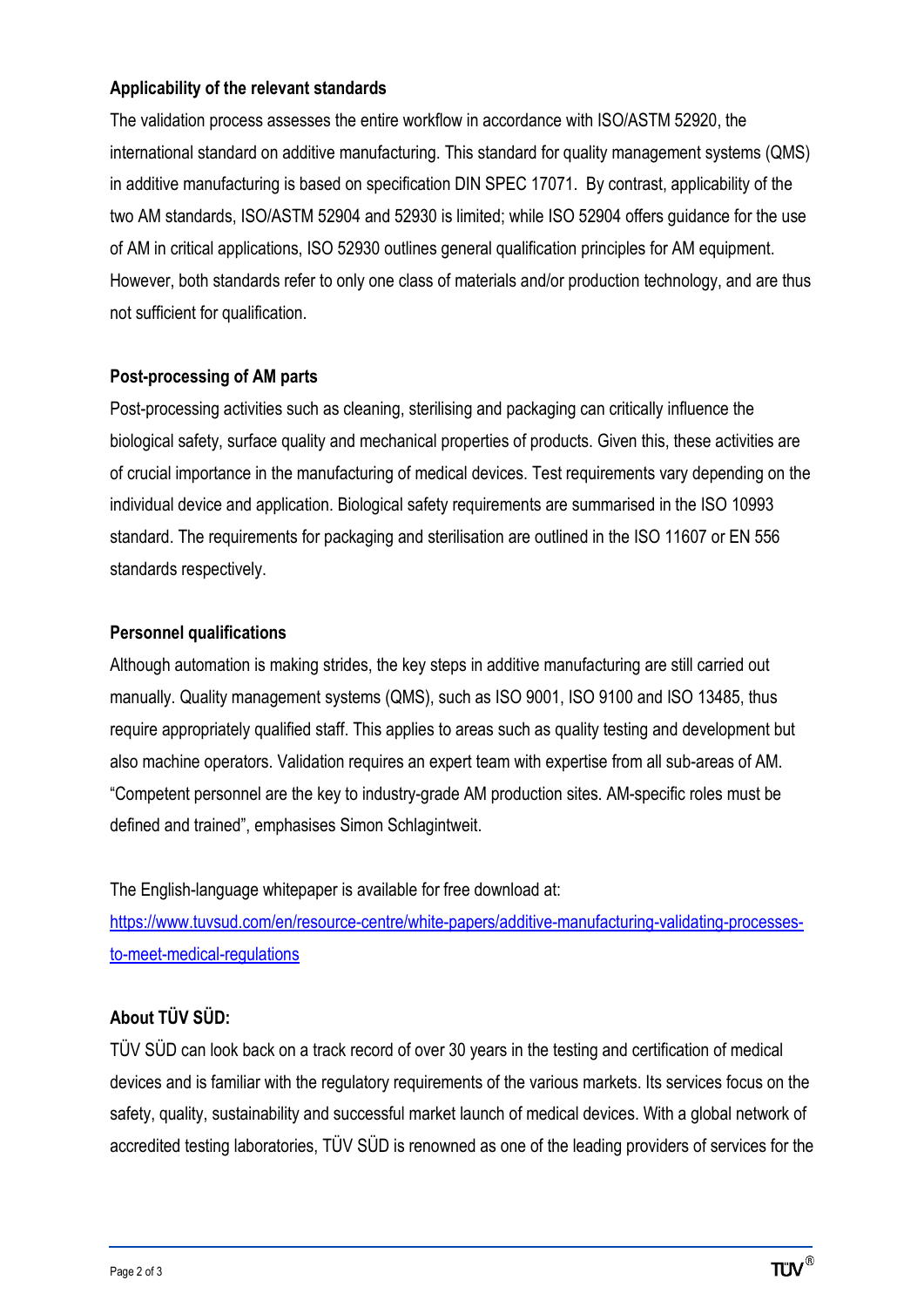**Applicability of the relevant standards**

The validation process assesses the entire workflow in accordance with ISO/ASTM 52920, the international standard on additive manufacturing. This standard for quality management systems (QMS) in additive manufacturing is based on specification DIN SPEC 17071. By contrast, applicability of the two AM standards, ISO/ASTM 52904 and 52930 is limited; while ISO 52904 offers guidance for the use of AM in critical applications, ISO 52930 outlines general qualification principles for AM equipment. However, both standards refer to only one class of materials and/or production technology, and are thus not sufficient for qualification.

**Post-processing of AM parts**

Post-processing activities such as cleaning, sterilising and packaging can critically influence the biological safety, surface quality and mechanical properties of products. Given this, these activities are of crucial importance in the manufacturing of medical devices. Test requirements vary depending on the individual device and application. Biological safety requirements are summarised in the ISO 10993 standard. The requirements for packaging and sterilisation are outlined in the ISO 11607 or EN 556 standards respectively.

**Personnel qualifications**

Although automation is making strides, the key steps in additive manufacturing are still carried out manually. Quality management systems (QMS), such as ISO 9001, ISO 9100 and ISO 13485, thus require appropriately qualified staff. This applies to areas such as quality testing and development but also machine operators. Validation requires an expert team with expertise from all sub-areas of AM. "Competent personnel are the key to industry-grade AM production sites. AM-specific roles must be defined and trained", emphasises Simon Schlagintweit.

The English-language whitepaper is available for free download at:
[https://www.tuvsud.com/en/resource-centre/white-papers/additive-manufacturing-validating-processes-to-meet-medical-regulations](https://www.tuvsud.com/en/resource-centre/white-papers/additive-manufacturing-validating-processes-to-meet-medical-regulations)

**About TÜV SÜD:**

TÜV SÜD can look back on a track record of over 30 years in the testing and certification of medical devices and is familiar with the regulatory requirements of the various markets. Its services focus on the safety, quality, sustainability and successful market launch of medical devices. With a global network of accredited testing laboratories, TÜV SÜD is renowned as one of the leading providers of services for the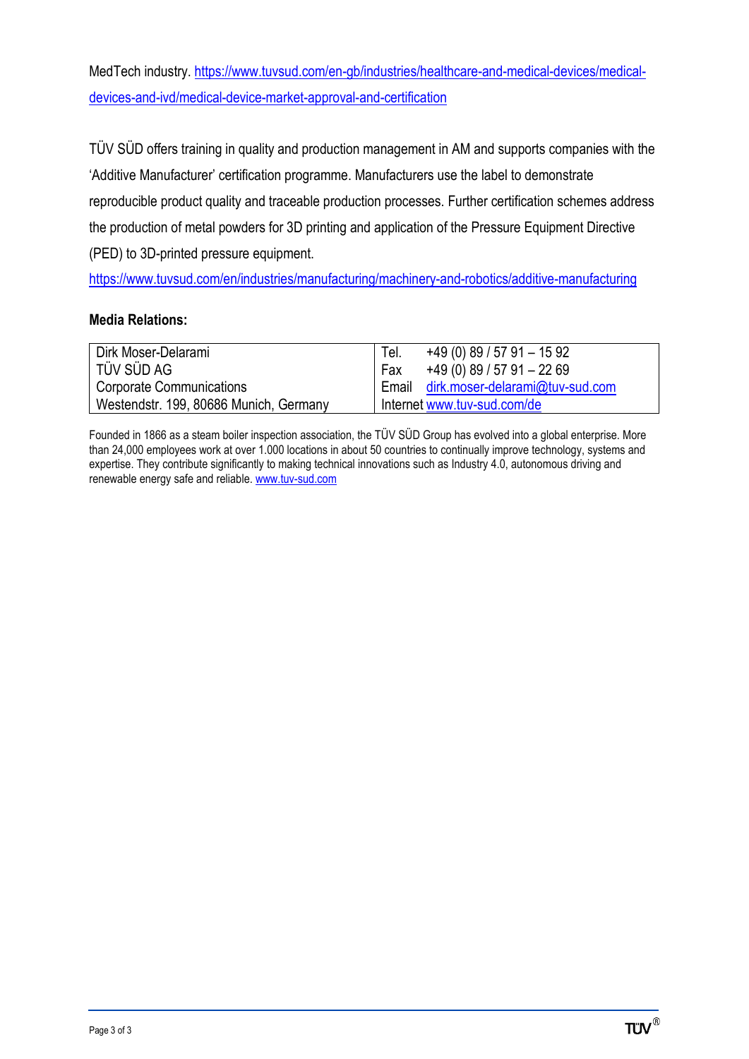MedTech industry. https://www.tuvsud.com/en-gb/industries/healthcare-and-medical-devices/medical-devices-and-ivd/medical-device-market-approval-and-certification

TÜV SÜD offers training in quality and production management in AM and supports companies with the 'Additive Manufacturer' certification programme. Manufacturers use the label to demonstrate reproducible product quality and traceable production processes. Further certification schemes address the production of metal powders for 3D printing and application of the Pressure Equipment Directive (PED) to 3D-printed pressure equipment.
https://www.tuvsud.com/en/industries/manufacturing/machinery-and-robotics/additive-manufacturing

**Media Relations:**

| | |
|---|---|
| Dirk Moser-Delarami<br>TÜV SÜD AG<br>Corporate Communications<br>Westendstr. 199, 80686 Munich, Germany | Tel. +49 (0) 89 / 57 91 – 15 92<br>Fax +49 (0) 89 / 57 91 – 22 69<br>Email dirk.moser-delarami@tuv-sud.com<br>Internet www.tuv-sud.com/de |

Founded in 1866 as a steam boiler inspection association, the TÜV SÜD Group has evolved into a global enterprise. More than 24,000 employees work at over 1.000 locations in about 50 countries to continually improve technology, systems and expertise. They contribute significantly to making technical innovations such as Industry 4.0, autonomous driving and renewable energy safe and reliable. www.tuv-sud.com